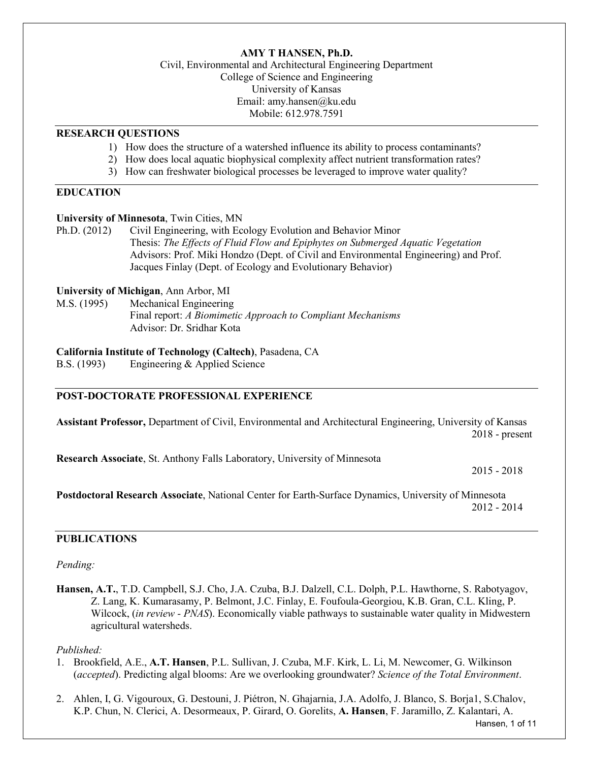**AMY T HANSEN, Ph.D.**
Civil, Environmental and Architectural Engineering Department
College of Science and Engineering
University of Kansas
Email: amy.hansen@ku.edu
Mobile: 612.978.7591

## RESEARCH QUESTIONS

1) How does the structure of a watershed influence its ability to process contaminants?
2) How does local aquatic biophysical complexity affect nutrient transformation rates?
3) How can freshwater biological processes be leveraged to improve water quality?

## EDUCATION

**University of Minnesota**, Twin Cities, MN
Ph.D. (2012) Civil Engineering, with Ecology Evolution and Behavior Minor
Thesis: *The Effects of Fluid Flow and Epiphytes on Submerged Aquatic Vegetation*
Advisors: Prof. Miki Hondzo (Dept. of Civil and Environmental Engineering) and Prof. Jacques Finlay (Dept. of Ecology and Evolutionary Behavior)

**University of Michigan**, Ann Arbor, MI
M.S. (1995) Mechanical Engineering
Final report: *A Biomimetic Approach to Compliant Mechanisms*
Advisor: Dr. Sridhar Kota

**California Institute of Technology (Caltech)**, Pasadena, CA
B.S. (1993) Engineering & Applied Science

## POST-DOCTORATE PROFESSIONAL EXPERIENCE

**Assistant Professor,** Department of Civil, Environmental and Architectural Engineering, University of Kansas
2018 - present

**Research Associate**, St. Anthony Falls Laboratory, University of Minnesota
2015 - 2018

**Postdoctoral Research Associate**, National Center for Earth-Surface Dynamics, University of Minnesota
2012 - 2014

## PUBLICATIONS

*Pending:*

**Hansen, A.T.**, T.D. Campbell, S.J. Cho, J.A. Czuba, B.J. Dalzell, C.L. Dolph, P.L. Hawthorne, S. Rabotyagov, Z. Lang, K. Kumarasamy, P. Belmont, J.C. Finlay, E. Foufoula-Georgiou, K.B. Gran, C.L. Kling, P. Wilcock, (*in review - PNAS*). Economically viable pathways to sustainable water quality in Midwestern agricultural watersheds.

*Published:*

1. Brookfield, A.E., **A.T. Hansen**, P.L. Sullivan, J. Czuba, M.F. Kirk, L. Li, M. Newcomer, G. Wilkinson (*accepted*). Predicting algal blooms: Are we overlooking groundwater? *Science of the Total Environment*.

2. Ahlen, I, G. Vigouroux, G. Destouni, J. Piétron, N. Ghajarnia, J.A. Adolfo, J. Blanco, S. Borja1, S.Chalov, K.P. Chun, N. Clerici, A. Desormeaux, P. Girard, O. Gorelits, **A. Hansen**, F. Jaramillo, Z. Kalantari, A.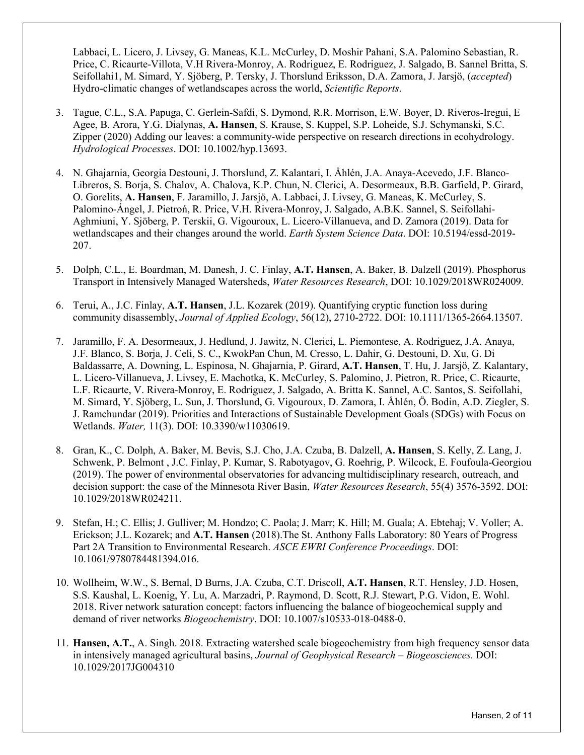Labbaci, L. Licero, J. Livsey, G. Maneas, K.L. McCurley, D. Moshir Pahani, S.A. Palomino Sebastian, R. Price, C. Ricaurte-Villota, V.H Rivera-Monroy, A. Rodriguez, E. Rodriguez, J. Salgado, B. Sannel Britta, S. Seifollahi1, M. Simard, Y. Sjöberg, P. Tersky, J. Thorslund Eriksson, D.A. Zamora, J. Jarsjö, (*accepted*) Hydro-climatic changes of wetlandscapes across the world, *Scientific Reports*.

3. Tague, C.L., S.A. Papuga, C. Gerlein-Safdi, S. Dymond, R.R. Morrison, E.W. Boyer, D. Riveros-Iregui, E Agee, B. Arora, Y.G. Dialynas, **A. Hansen**, S. Krause, S. Kuppel, S.P. Loheide, S.J. Schymanski, S.C. Zipper (2020) Adding our leaves: a community-wide perspective on research directions in ecohydrology. *Hydrological Processes*. DOI: 10.1002/hyp.13693.

4. N. Ghajarnia, Georgia Destouni, J. Thorslund, Z. Kalantari, I. Åhlén, J.A. Anaya-Acevedo, J.F. Blanco-Libreros, S. Borja, S. Chalov, A. Chalova, K.P. Chun, N. Clerici, A. Desormeaux, B.B. Garfield, P. Girard, O. Gorelits, **A. Hansen**, F. Jaramillo, J. Jarsjö, A. Labbaci, J. Livsey, G. Maneas, K. McCurley, S. Palomino-Ángel, J. Pietroń, R. Price, V.H. Rivera-Monroy, J. Salgado, A.B.K. Sannel, S. Seifollahi-Aghmiuni, Y. Sjöberg, P. Terskii, G. Vigouroux, L. Licero-Villanueva, and D. Zamora (2019). Data for wetlandscapes and their changes around the world. *Earth System Science Data*. DOI: 10.5194/essd-2019-207.

5. Dolph, C.L., E. Boardman, M. Danesh, J. C. Finlay, **A.T. Hansen**, A. Baker, B. Dalzell (2019). Phosphorus Transport in Intensively Managed Watersheds, *Water Resources Research*, DOI: 10.1029/2018WR024009.

6. Terui, A., J.C. Finlay, **A.T. Hansen**, J.L. Kozarek (2019). Quantifying cryptic function loss during community disassembly, *Journal of Applied Ecology*, 56(12), 2710-2722. DOI: 10.1111/1365-2664.13507.

7. Jaramillo, F. A. Desormeaux, J. Hedlund, J. Jawitz, N. Clerici, L. Piemontese, A. Rodriguez, J.A. Anaya, J.F. Blanco, S. Borja, J. Celi, S. C., KwokPan Chun, M. Cresso, L. Dahir, G. Destouni, D. Xu, G. Di Baldassarre, A. Downing, L. Espinosa, N. Ghajarnia, P. Girard, **A.T. Hansen**, T. Hu, J. Jarsjö, Z. Kalantary, L. Licero-Villanueva, J. Livsey, E. Machotka, K. McCurley, S. Palomino, J. Pietron, R. Price, C. Ricaurte, L.F. Ricaurte, V. Rivera-Monroy, E. Rodríguez, J. Salgado, A. Britta K. Sannel, A.C. Santos, S. Seifollahi, M. Simard, Y. Sjöberg, L. Sun, J. Thorslund, G. Vigouroux, D. Zamora, I. Åhlén, Ö. Bodin, A.D. Ziegler, S. J. Ramchundar (2019). Priorities and Interactions of Sustainable Development Goals (SDGs) with Focus on Wetlands. *Water,* 11(3). DOI: 10.3390/w11030619.

8. Gran, K., C. Dolph, A. Baker, M. Bevis, S.J. Cho, J.A. Czuba, B. Dalzell, **A. Hansen**, S. Kelly, Z. Lang, J. Schwenk, P. Belmont , J.C. Finlay, P. Kumar, S. Rabotyagov, G. Roehrig, P. Wilcock, E. Foufoula-Georgiou (2019). The power of environmental observatories for advancing multidisciplinary research, outreach, and decision support: the case of the Minnesota River Basin, *Water Resources Research*, 55(4) 3576-3592. DOI: 10.1029/2018WR024211.

9. Stefan, H.; C. Ellis; J. Gulliver; M. Hondzo; C. Paola; J. Marr; K. Hill; M. Guala; A. Ebtehaj; V. Voller; A. Erickson; J.L. Kozarek; and **A.T. Hansen** (2018).The St. Anthony Falls Laboratory: 80 Years of Progress Part 2A Transition to Environmental Research. *ASCE EWRI Conference Proceedings*. DOI: 10.1061/9780784481394.016.

10. Wollheim, W.W., S. Bernal, D Burns, J.A. Czuba, C.T. Driscoll, **A.T. Hansen**, R.T. Hensley, J.D. Hosen, S.S. Kaushal, L. Koenig, Y. Lu, A. Marzadri, P. Raymond, D. Scott, R.J. Stewart, P.G. Vidon, E. Wohl. 2018. River network saturation concept: factors influencing the balance of biogeochemical supply and demand of river networks *Biogeochemistry*. DOI: 10.1007/s10533-018-0488-0.

11. **Hansen, A.T.**, A. Singh. 2018. Extracting watershed scale biogeochemistry from high frequency sensor data in intensively managed agricultural basins, *Journal of Geophysical Research – Biogeosciences.* DOI: 10.1029/2017JG004310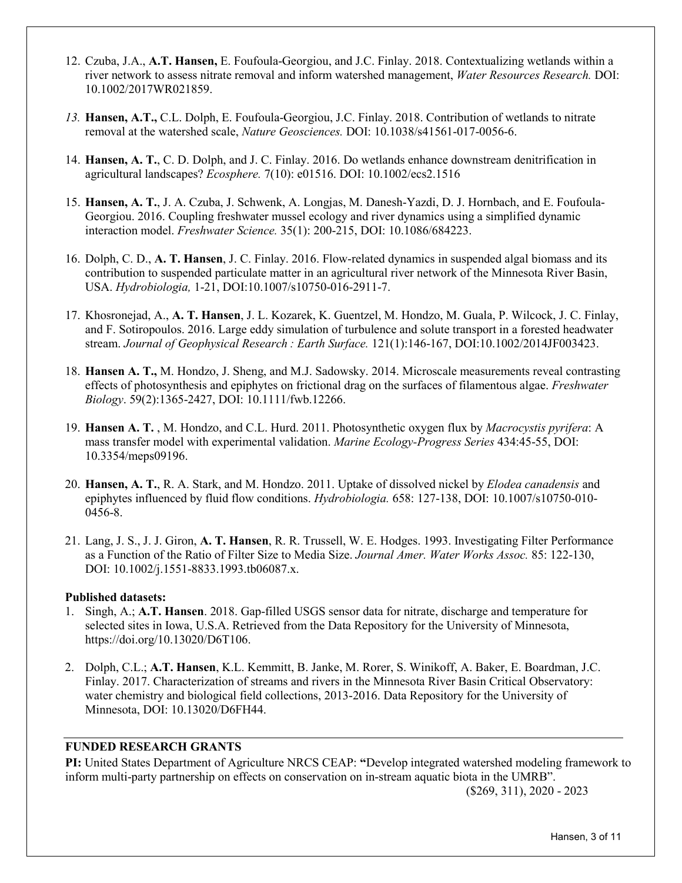12. Czuba, J.A., **A.T. Hansen,** E. Foufoula-Georgiou, and J.C. Finlay. 2018. Contextualizing wetlands within a river network to assess nitrate removal and inform watershed management, *Water Resources Research.* DOI: 10.1002/2017WR021859.

13. **Hansen, A.T.,** C.L. Dolph, E. Foufoula-Georgiou, J.C. Finlay. 2018. Contribution of wetlands to nitrate removal at the watershed scale, *Nature Geosciences.* DOI: 10.1038/s41561-017-0056-6.

14. **Hansen, A. T.**, C. D. Dolph, and J. C. Finlay. 2016. Do wetlands enhance downstream denitrification in agricultural landscapes? *Ecosphere.* 7(10): e01516. DOI: 10.1002/ecs2.1516

15. **Hansen, A. T.**, J. A. Czuba, J. Schwenk, A. Longjas, M. Danesh-Yazdi, D. J. Hornbach, and E. Foufoula-Georgiou. 2016. Coupling freshwater mussel ecology and river dynamics using a simplified dynamic interaction model. *Freshwater Science.* 35(1): 200-215, DOI: 10.1086/684223.

16. Dolph, C. D., **A. T. Hansen**, J. C. Finlay. 2016. Flow-related dynamics in suspended algal biomass and its contribution to suspended particulate matter in an agricultural river network of the Minnesota River Basin, USA. *Hydrobiologia,* 1-21, DOI:10.1007/s10750-016-2911-7.

17. Khosronejad, A., **A. T. Hansen**, J. L. Kozarek, K. Guentzel, M. Hondzo, M. Guala, P. Wilcock, J. C. Finlay, and F. Sotiropoulos. 2016. Large eddy simulation of turbulence and solute transport in a forested headwater stream. *Journal of Geophysical Research : Earth Surface.* 121(1):146-167, DOI:10.1002/2014JF003423.

18. **Hansen A. T.,** M. Hondzo, J. Sheng, and M.J. Sadowsky. 2014. Microscale measurements reveal contrasting effects of photosynthesis and epiphytes on frictional drag on the surfaces of filamentous algae. *Freshwater Biology*. 59(2):1365-2427, DOI: 10.1111/fwb.12266.

19. **Hansen A. T.** , M. Hondzo, and C.L. Hurd. 2011. Photosynthetic oxygen flux by *Macrocystis pyrifera*: A mass transfer model with experimental validation. *Marine Ecology-Progress Series* 434:45-55, DOI: 10.3354/meps09196.

20. **Hansen, A. T.**, R. A. Stark, and M. Hondzo. 2011. Uptake of dissolved nickel by *Elodea canadensis* and epiphytes influenced by fluid flow conditions. *Hydrobiologia.* 658: 127-138, DOI: 10.1007/s10750-010-0456-8.

21. Lang, J. S., J. J. Giron, **A. T. Hansen**, R. R. Trussell, W. E. Hodges. 1993. Investigating Filter Performance as a Function of the Ratio of Filter Size to Media Size. *Journal Amer. Water Works Assoc.* 85: 122-130, DOI: 10.1002/j.1551-8833.1993.tb06087.x.

**Published datasets:**

1. Singh, A.; **A.T. Hansen**. 2018. Gap-filled USGS sensor data for nitrate, discharge and temperature for selected sites in Iowa, U.S.A. Retrieved from the Data Repository for the University of Minnesota, https://doi.org/10.13020/D6T106.

2. Dolph, C.L.; **A.T. Hansen**, K.L. Kemmitt, B. Janke, M. Rorer, S. Winikoff, A. Baker, E. Boardman, J.C. Finlay. 2017. Characterization of streams and rivers in the Minnesota River Basin Critical Observatory: water chemistry and biological field collections, 2013-2016. Data Repository for the University of Minnesota, DOI: 10.13020/D6FH44.

## FUNDED RESEARCH GRANTS

**PI:** United States Department of Agriculture NRCS CEAP: **"**Develop integrated watershed modeling framework to inform multi-party partnership on effects on conservation on in-stream aquatic biota in the UMRB".

($269, 311), 2020 - 2023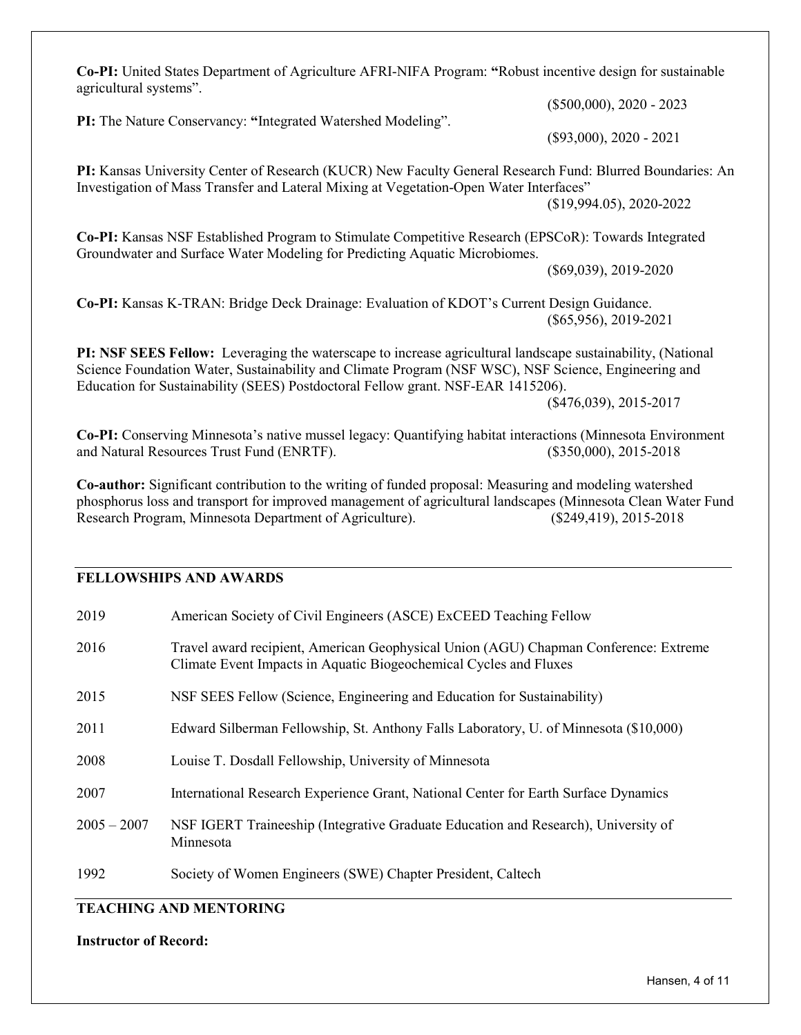**Co-PI:** United States Department of Agriculture AFRI-NIFA Program: **"**Robust incentive design for sustainable agricultural systems".
($500,000), 2020 - 2023

**PI:** The Nature Conservancy: **"**Integrated Watershed Modeling".
($93,000), 2020 - 2021

**PI:** Kansas University Center of Research (KUCR) New Faculty General Research Fund: Blurred Boundaries: An Investigation of Mass Transfer and Lateral Mixing at Vegetation-Open Water Interfaces"
($19,994.05), 2020-2022

**Co-PI:** Kansas NSF Established Program to Stimulate Competitive Research (EPSCoR): Towards Integrated Groundwater and Surface Water Modeling for Predicting Aquatic Microbiomes.
($69,039), 2019-2020

**Co-PI:** Kansas K-TRAN: Bridge Deck Drainage: Evaluation of KDOT's Current Design Guidance.
($65,956), 2019-2021

**PI: NSF SEES Fellow:** Leveraging the waterscape to increase agricultural landscape sustainability, (National Science Foundation Water, Sustainability and Climate Program (NSF WSC), NSF Science, Engineering and Education for Sustainability (SEES) Postdoctoral Fellow grant. NSF-EAR 1415206).
($476,039), 2015-2017

**Co-PI:** Conserving Minnesota's native mussel legacy: Quantifying habitat interactions (Minnesota Environment and Natural Resources Trust Fund (ENRTF). ($350,000), 2015-2018

**Co-author:** Significant contribution to the writing of funded proposal: Measuring and modeling watershed phosphorus loss and transport for improved management of agricultural landscapes (Minnesota Clean Water Fund Research Program, Minnesota Department of Agriculture). ($249,419), 2015-2018

## FELLOWSHIPS AND AWARDS

| | |
|---|---|
| 2019 | American Society of Civil Engineers (ASCE) ExCEED Teaching Fellow |
| 2016 | Travel award recipient, American Geophysical Union (AGU) Chapman Conference: Extreme Climate Event Impacts in Aquatic Biogeochemical Cycles and Fluxes |
| 2015 | NSF SEES Fellow (Science, Engineering and Education for Sustainability) |
| 2011 | Edward Silberman Fellowship, St. Anthony Falls Laboratory, U. of Minnesota ($10,000) |
| 2008 | Louise T. Dosdall Fellowship, University of Minnesota |
| 2007 | International Research Experience Grant, National Center for Earth Surface Dynamics |
| 2005 – 2007 | NSF IGERT Traineeship (Integrative Graduate Education and Research), University of Minnesota |
| 1992 | Society of Women Engineers (SWE) Chapter President, Caltech |

## TEACHING AND MENTORING

**Instructor of Record:**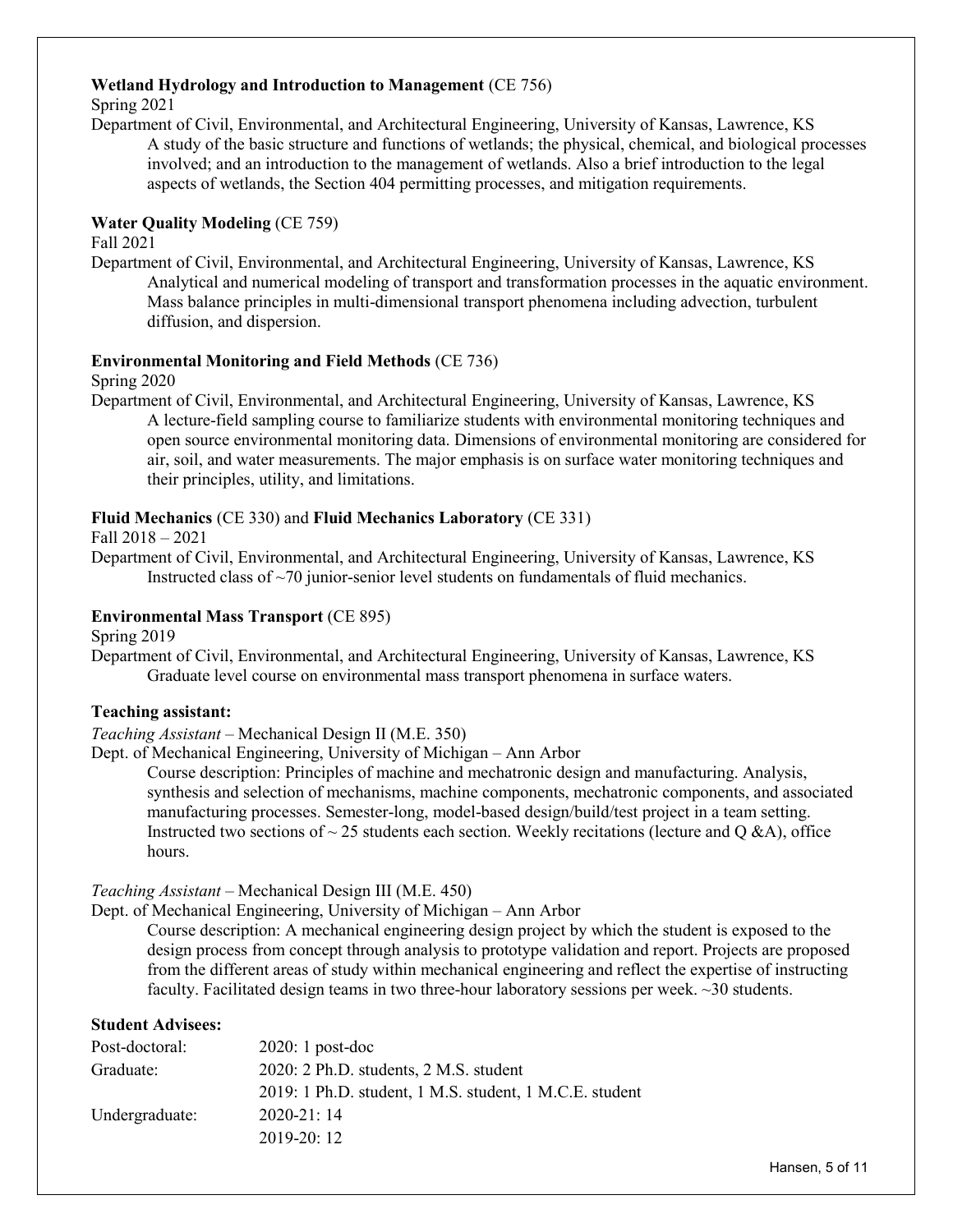**Wetland Hydrology and Introduction to Management** (CE 756)
Spring 2021
Department of Civil, Environmental, and Architectural Engineering, University of Kansas, Lawrence, KS

A study of the basic structure and functions of wetlands; the physical, chemical, and biological processes involved; and an introduction to the management of wetlands. Also a brief introduction to the legal aspects of wetlands, the Section 404 permitting processes, and mitigation requirements.

**Water Quality Modeling** (CE 759)
Fall 2021
Department of Civil, Environmental, and Architectural Engineering, University of Kansas, Lawrence, KS

Analytical and numerical modeling of transport and transformation processes in the aquatic environment. Mass balance principles in multi-dimensional transport phenomena including advection, turbulent diffusion, and dispersion.

**Environmental Monitoring and Field Methods** (CE 736)
Spring 2020
Department of Civil, Environmental, and Architectural Engineering, University of Kansas, Lawrence, KS

A lecture-field sampling course to familiarize students with environmental monitoring techniques and open source environmental monitoring data. Dimensions of environmental monitoring are considered for air, soil, and water measurements. The major emphasis is on surface water monitoring techniques and their principles, utility, and limitations.

**Fluid Mechanics** (CE 330) and **Fluid Mechanics Laboratory** (CE 331)
Fall 2018 – 2021
Department of Civil, Environmental, and Architectural Engineering, University of Kansas, Lawrence, KS

Instructed class of ~70 junior-senior level students on fundamentals of fluid mechanics.

**Environmental Mass Transport** (CE 895)
Spring 2019
Department of Civil, Environmental, and Architectural Engineering, University of Kansas, Lawrence, KS

Graduate level course on environmental mass transport phenomena in surface waters.

**Teaching assistant:**

*Teaching Assistant* – Mechanical Design II (M.E. 350)
Dept. of Mechanical Engineering, University of Michigan – Ann Arbor

Course description: Principles of machine and mechatronic design and manufacturing. Analysis, synthesis and selection of mechanisms, machine components, mechatronic components, and associated manufacturing processes. Semester-long, model-based design/build/test project in a team setting. Instructed two sections of ~ 25 students each section. Weekly recitations (lecture and Q &A), office hours.

*Teaching Assistant* – Mechanical Design III (M.E. 450)
Dept. of Mechanical Engineering, University of Michigan – Ann Arbor

Course description: A mechanical engineering design project by which the student is exposed to the design process from concept through analysis to prototype validation and report. Projects are proposed from the different areas of study within mechanical engineering and reflect the expertise of instructing faculty. Facilitated design teams in two three-hour laboratory sessions per week. ~30 students.

**Student Advisees:**

| | |
|---|---|
| Post-doctoral: | 2020: 1 post-doc |
| Graduate: | 2020: 2 Ph.D. students, 2 M.S. student |
| | 2019: 1 Ph.D. student, 1 M.S. student, 1 M.C.E. student |
| Undergraduate: | 2020-21: 14 |
| | 2019-20: 12 |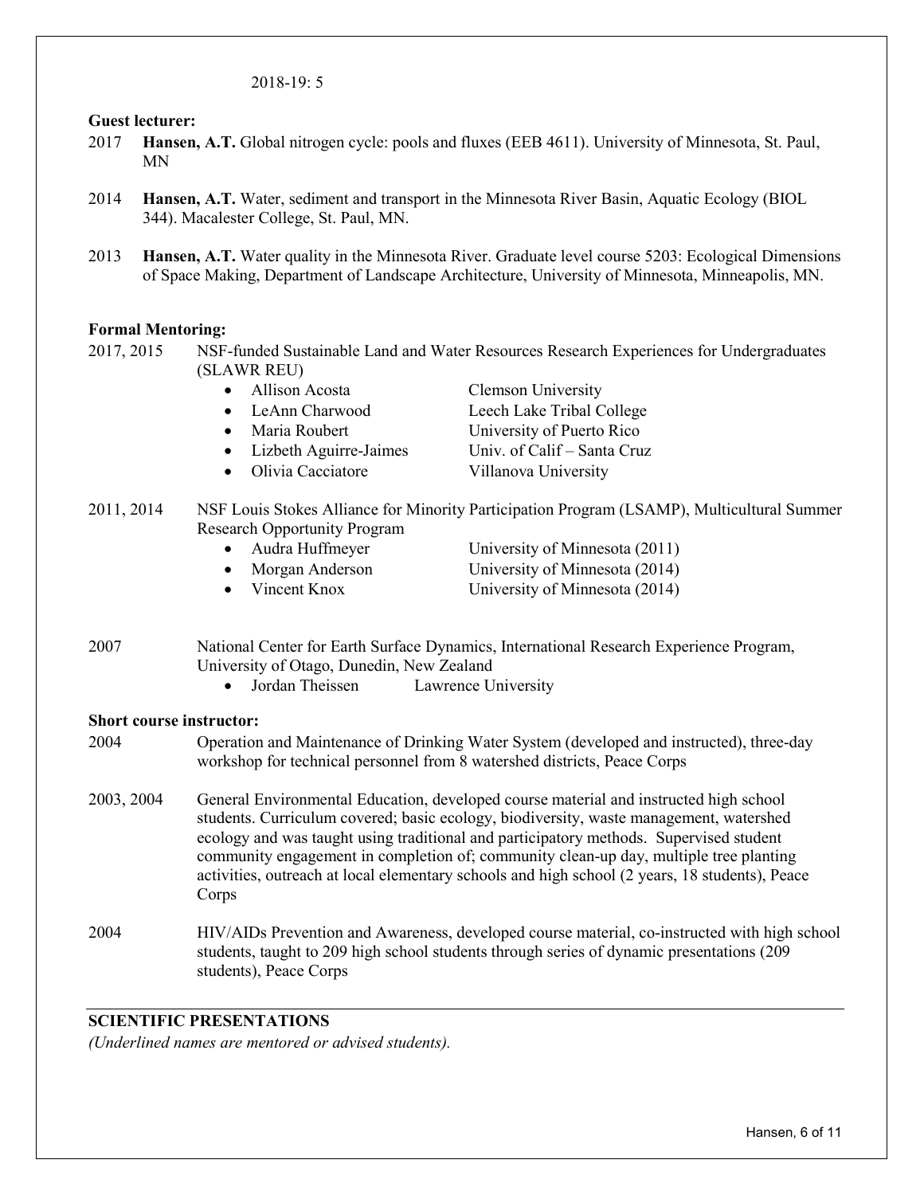2018-19: 5

**Guest lecturer:**

2017 **Hansen, A.T.** Global nitrogen cycle: pools and fluxes (EEB 4611). University of Minnesota, St. Paul, MN

2014 **Hansen, A.T.** Water, sediment and transport in the Minnesota River Basin, Aquatic Ecology (BIOL 344). Macalester College, St. Paul, MN.

2013 **Hansen, A.T.** Water quality in the Minnesota River. Graduate level course 5203: Ecological Dimensions of Space Making, Department of Landscape Architecture, University of Minnesota, Minneapolis, MN.

**Formal Mentoring:**

2017, 2015 NSF-funded Sustainable Land and Water Resources Research Experiences for Undergraduates (SLAWR REU)

- Allison Acosta — Clemson University
- LeAnn Charwood — Leech Lake Tribal College
- Maria Roubert — University of Puerto Rico
- Lizbeth Aguirre-Jaimes — Univ. of Calif – Santa Cruz
- Olivia Cacciatore — Villanova University

2011, 2014 NSF Louis Stokes Alliance for Minority Participation Program (LSAMP), Multicultural Summer Research Opportunity Program

- Audra Huffmeyer — University of Minnesota (2011)
- Morgan Anderson — University of Minnesota (2014)
- Vincent Knox — University of Minnesota (2014)

2007 National Center for Earth Surface Dynamics, International Research Experience Program, University of Otago, Dunedin, New Zealand

- Jordan Theissen — Lawrence University

**Short course instructor:**

2004 Operation and Maintenance of Drinking Water System (developed and instructed), three-day workshop for technical personnel from 8 watershed districts, Peace Corps

2003, 2004 General Environmental Education, developed course material and instructed high school students. Curriculum covered; basic ecology, biodiversity, waste management, watershed ecology and was taught using traditional and participatory methods. Supervised student community engagement in completion of; community clean-up day, multiple tree planting activities, outreach at local elementary schools and high school (2 years, 18 students), Peace Corps

2004 HIV/AIDs Prevention and Awareness, developed course material, co-instructed with high school students, taught to 209 high school students through series of dynamic presentations (209 students), Peace Corps

## SCIENTIFIC PRESENTATIONS

*(Underlined names are mentored or advised students).*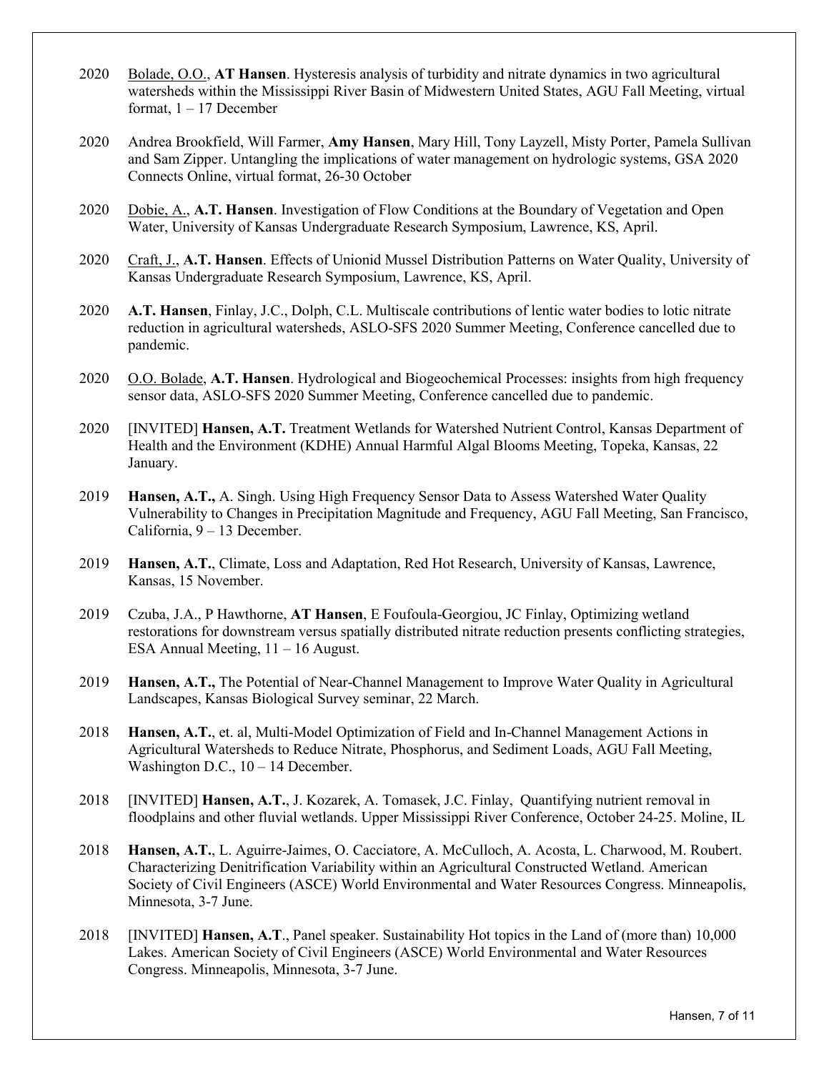2020 <u>Bolade, O.O.</u>, **AT Hansen**. Hysteresis analysis of turbidity and nitrate dynamics in two agricultural watersheds within the Mississippi River Basin of Midwestern United States, AGU Fall Meeting, virtual format, 1 – 17 December

2020 Andrea Brookfield, Will Farmer, **Amy Hansen**, Mary Hill, Tony Layzell, Misty Porter, Pamela Sullivan and Sam Zipper. Untangling the implications of water management on hydrologic systems, GSA 2020 Connects Online, virtual format, 26-30 October

2020 <u>Dobie, A.</u>, **A.T. Hansen**. Investigation of Flow Conditions at the Boundary of Vegetation and Open Water, University of Kansas Undergraduate Research Symposium, Lawrence, KS, April.

2020 <u>Craft, J.</u>, **A.T. Hansen**. Effects of Unionid Mussel Distribution Patterns on Water Quality, University of Kansas Undergraduate Research Symposium, Lawrence, KS, April.

2020 **A.T. Hansen**, Finlay, J.C., Dolph, C.L. Multiscale contributions of lentic water bodies to lotic nitrate reduction in agricultural watersheds, ASLO-SFS 2020 Summer Meeting, Conference cancelled due to pandemic.

2020 <u>O.O. Bolade</u>, **A.T. Hansen**. Hydrological and Biogeochemical Processes: insights from high frequency sensor data, ASLO-SFS 2020 Summer Meeting, Conference cancelled due to pandemic.

2020 [INVITED] **Hansen, A.T.** Treatment Wetlands for Watershed Nutrient Control, Kansas Department of Health and the Environment (KDHE) Annual Harmful Algal Blooms Meeting, Topeka, Kansas, 22 January.

2019 **Hansen, A.T.,** A. Singh. Using High Frequency Sensor Data to Assess Watershed Water Quality Vulnerability to Changes in Precipitation Magnitude and Frequency, AGU Fall Meeting, San Francisco, California, 9 – 13 December.

2019 **Hansen, A.T.**, Climate, Loss and Adaptation, Red Hot Research, University of Kansas, Lawrence, Kansas, 15 November.

2019 Czuba, J.A., P Hawthorne, **AT Hansen**, E Foufoula-Georgiou, JC Finlay, Optimizing wetland restorations for downstream versus spatially distributed nitrate reduction presents conflicting strategies, ESA Annual Meeting, 11 – 16 August.

2019 **Hansen, A.T.,** The Potential of Near-Channel Management to Improve Water Quality in Agricultural Landscapes, Kansas Biological Survey seminar, 22 March.

2018 **Hansen, A.T.**, et. al, Multi-Model Optimization of Field and In-Channel Management Actions in Agricultural Watersheds to Reduce Nitrate, Phosphorus, and Sediment Loads, AGU Fall Meeting, Washington D.C., 10 – 14 December.

2018 [INVITED] **Hansen, A.T.**, J. Kozarek, A. Tomasek, J.C. Finlay, Quantifying nutrient removal in floodplains and other fluvial wetlands. Upper Mississippi River Conference, October 24-25. Moline, IL

2018 **Hansen, A.T.**, L. Aguirre-Jaimes, O. Cacciatore, A. McCulloch, A. Acosta, L. Charwood, M. Roubert. Characterizing Denitrification Variability within an Agricultural Constructed Wetland. American Society of Civil Engineers (ASCE) World Environmental and Water Resources Congress. Minneapolis, Minnesota, 3-7 June.

2018 [INVITED] **Hansen, A.T**., Panel speaker. Sustainability Hot topics in the Land of (more than) 10,000 Lakes. American Society of Civil Engineers (ASCE) World Environmental and Water Resources Congress. Minneapolis, Minnesota, 3-7 June.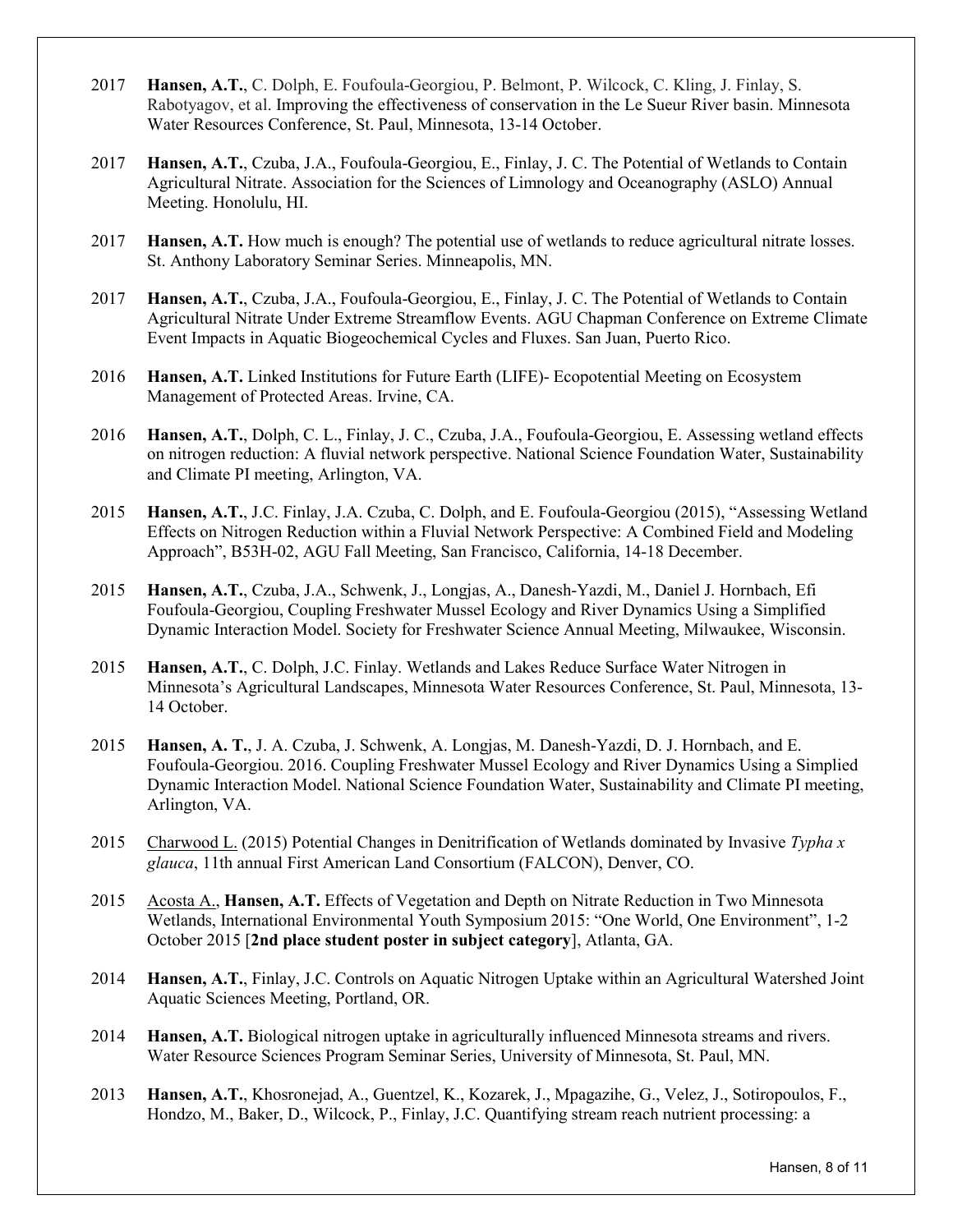2017 **Hansen, A.T.**, C. Dolph, E. Foufoula-Georgiou, P. Belmont, P. Wilcock, C. Kling, J. Finlay, S. Rabotyagov, et al. Improving the effectiveness of conservation in the Le Sueur River basin. Minnesota Water Resources Conference, St. Paul, Minnesota, 13-14 October.

2017 **Hansen, A.T.**, Czuba, J.A., Foufoula-Georgiou, E., Finlay, J. C. The Potential of Wetlands to Contain Agricultural Nitrate. Association for the Sciences of Limnology and Oceanography (ASLO) Annual Meeting. Honolulu, HI.

2017 **Hansen, A.T.** How much is enough? The potential use of wetlands to reduce agricultural nitrate losses. St. Anthony Laboratory Seminar Series. Minneapolis, MN.

2017 **Hansen, A.T.**, Czuba, J.A., Foufoula-Georgiou, E., Finlay, J. C. The Potential of Wetlands to Contain Agricultural Nitrate Under Extreme Streamflow Events. AGU Chapman Conference on Extreme Climate Event Impacts in Aquatic Biogeochemical Cycles and Fluxes. San Juan, Puerto Rico.

2016 **Hansen, A.T.** Linked Institutions for Future Earth (LIFE)- Ecopotential Meeting on Ecosystem Management of Protected Areas. Irvine, CA.

2016 **Hansen, A.T.**, Dolph, C. L., Finlay, J. C., Czuba, J.A., Foufoula-Georgiou, E. Assessing wetland effects on nitrogen reduction: A fluvial network perspective. National Science Foundation Water, Sustainability and Climate PI meeting, Arlington, VA.

2015 **Hansen, A.T.**, J.C. Finlay, J.A. Czuba, C. Dolph, and E. Foufoula-Georgiou (2015), "Assessing Wetland Effects on Nitrogen Reduction within a Fluvial Network Perspective: A Combined Field and Modeling Approach", B53H-02, AGU Fall Meeting, San Francisco, California, 14-18 December.

2015 **Hansen, A.T.**, Czuba, J.A., Schwenk, J., Longjas, A., Danesh-Yazdi, M., Daniel J. Hornbach, Efi Foufoula-Georgiou, Coupling Freshwater Mussel Ecology and River Dynamics Using a Simplified Dynamic Interaction Model. Society for Freshwater Science Annual Meeting, Milwaukee, Wisconsin.

2015 **Hansen, A.T.**, C. Dolph, J.C. Finlay. Wetlands and Lakes Reduce Surface Water Nitrogen in Minnesota's Agricultural Landscapes, Minnesota Water Resources Conference, St. Paul, Minnesota, 13-14 October.

2015 **Hansen, A. T.**, J. A. Czuba, J. Schwenk, A. Longjas, M. Danesh-Yazdi, D. J. Hornbach, and E. Foufoula-Georgiou. 2016. Coupling Freshwater Mussel Ecology and River Dynamics Using a Simplied Dynamic Interaction Model. National Science Foundation Water, Sustainability and Climate PI meeting, Arlington, VA.

2015 <u>Charwood L.</u> (2015) Potential Changes in Denitrification of Wetlands dominated by Invasive *Typha x glauca*, 11th annual First American Land Consortium (FALCON), Denver, CO.

2015 <u>Acosta A.</u>, **Hansen, A.T.** Effects of Vegetation and Depth on Nitrate Reduction in Two Minnesota Wetlands, International Environmental Youth Symposium 2015: "One World, One Environment", 1-2 October 2015 [**2nd place student poster in subject category**], Atlanta, GA.

2014 **Hansen, A.T.**, Finlay, J.C. Controls on Aquatic Nitrogen Uptake within an Agricultural Watershed Joint Aquatic Sciences Meeting, Portland, OR.

2014 **Hansen, A.T.** Biological nitrogen uptake in agriculturally influenced Minnesota streams and rivers. Water Resource Sciences Program Seminar Series, University of Minnesota, St. Paul, MN.

2013 **Hansen, A.T.**, Khosronejad, A., Guentzel, K., Kozarek, J., Mpagazihe, G., Velez, J., Sotiropoulos, F., Hondzo, M., Baker, D., Wilcock, P., Finlay, J.C. Quantifying stream reach nutrient processing: a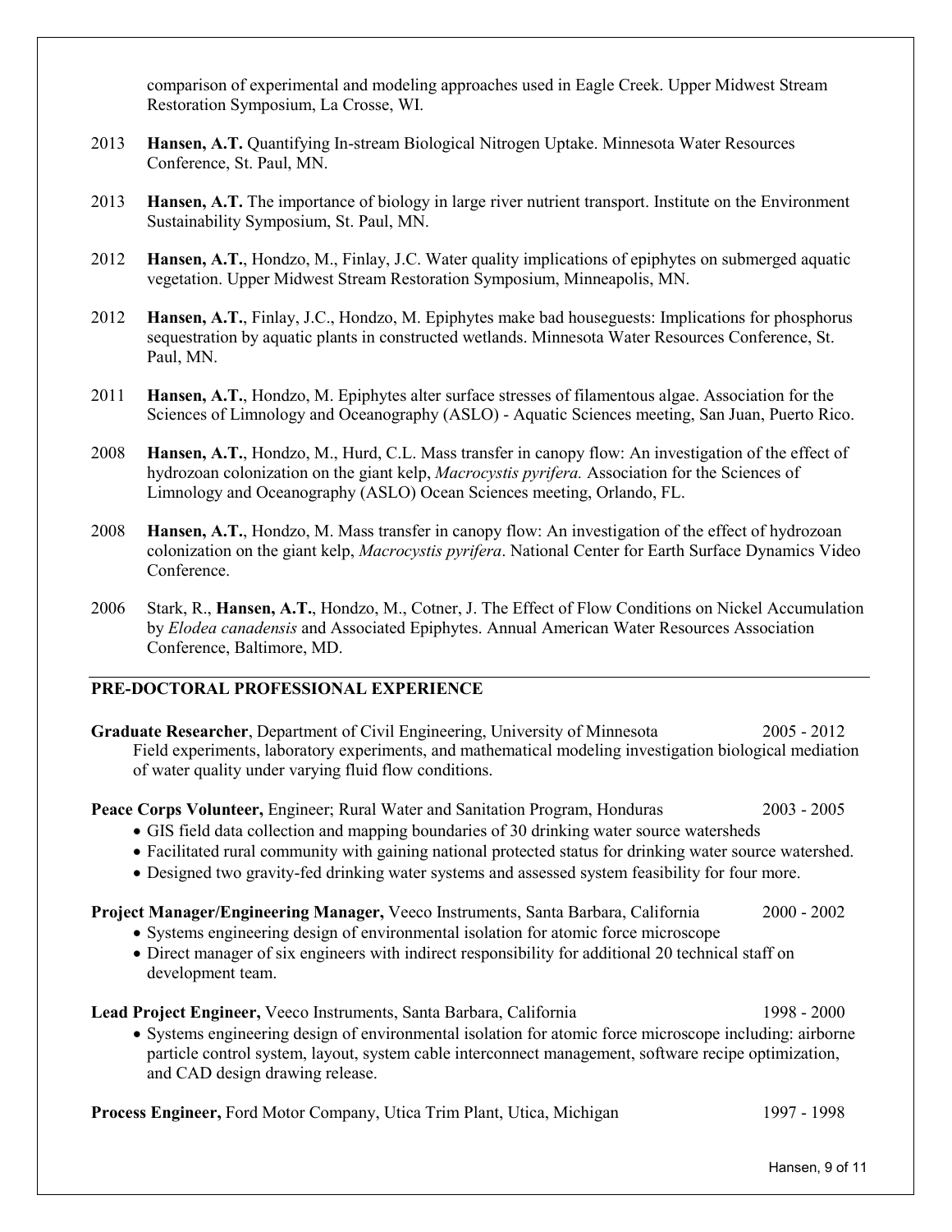comparison of experimental and modeling approaches used in Eagle Creek. Upper Midwest Stream Restoration Symposium, La Crosse, WI.

2013 **Hansen, A.T.** Quantifying In-stream Biological Nitrogen Uptake. Minnesota Water Resources Conference, St. Paul, MN.

2013 **Hansen, A.T.** The importance of biology in large river nutrient transport. Institute on the Environment Sustainability Symposium, St. Paul, MN.

2012 **Hansen, A.T.**, Hondzo, M., Finlay, J.C. Water quality implications of epiphytes on submerged aquatic vegetation. Upper Midwest Stream Restoration Symposium, Minneapolis, MN.

2012 **Hansen, A.T.**, Finlay, J.C., Hondzo, M. Epiphytes make bad houseguests: Implications for phosphorus sequestration by aquatic plants in constructed wetlands. Minnesota Water Resources Conference, St. Paul, MN.

2011 **Hansen, A.T.**, Hondzo, M. Epiphytes alter surface stresses of filamentous algae. Association for the Sciences of Limnology and Oceanography (ASLO) - Aquatic Sciences meeting, San Juan, Puerto Rico.

2008 **Hansen, A.T.**, Hondzo, M., Hurd, C.L. Mass transfer in canopy flow: An investigation of the effect of hydrozoan colonization on the giant kelp, *Macrocystis pyrifera.* Association for the Sciences of Limnology and Oceanography (ASLO) Ocean Sciences meeting, Orlando, FL.

2008 **Hansen, A.T.**, Hondzo, M. Mass transfer in canopy flow: An investigation of the effect of hydrozoan colonization on the giant kelp, *Macrocystis pyrifera*. National Center for Earth Surface Dynamics Video Conference.

2006 Stark, R., **Hansen, A.T.**, Hondzo, M., Cotner, J. The Effect of Flow Conditions on Nickel Accumulation by *Elodea canadensis* and Associated Epiphytes. Annual American Water Resources Association Conference, Baltimore, MD.

## PRE-DOCTORAL PROFESSIONAL EXPERIENCE

**Graduate Researcher**, Department of Civil Engineering, University of Minnesota — 2005 - 2012

Field experiments, laboratory experiments, and mathematical modeling investigation biological mediation of water quality under varying fluid flow conditions.

**Peace Corps Volunteer,** Engineer; Rural Water and Sanitation Program, Honduras — 2003 - 2005

- GIS field data collection and mapping boundaries of 30 drinking water source watersheds
- Facilitated rural community with gaining national protected status for drinking water source watershed.
- Designed two gravity-fed drinking water systems and assessed system feasibility for four more.

**Project Manager/Engineering Manager,** Veeco Instruments, Santa Barbara, California — 2000 - 2002

- Systems engineering design of environmental isolation for atomic force microscope
- Direct manager of six engineers with indirect responsibility for additional 20 technical staff on development team.

**Lead Project Engineer,** Veeco Instruments, Santa Barbara, California — 1998 - 2000

- Systems engineering design of environmental isolation for atomic force microscope including: airborne particle control system, layout, system cable interconnect management, software recipe optimization, and CAD design drawing release.

**Process Engineer,** Ford Motor Company, Utica Trim Plant, Utica, Michigan — 1997 - 1998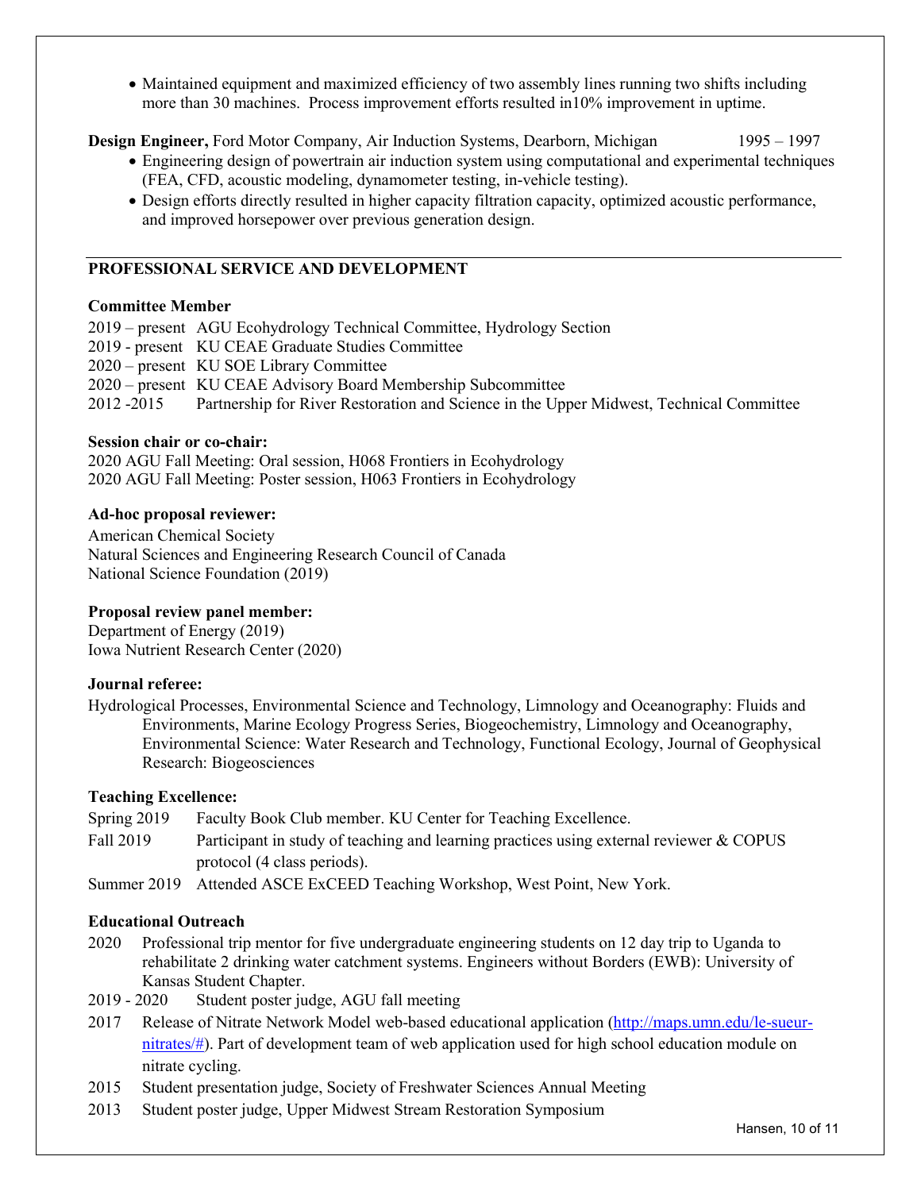- Maintained equipment and maximized efficiency of two assembly lines running two shifts including more than 30 machines. Process improvement efforts resulted in10% improvement in uptime.

**Design Engineer,** Ford Motor Company, Air Induction Systems, Dearborn, Michigan 1995 – 1997

- Engineering design of powertrain air induction system using computational and experimental techniques (FEA, CFD, acoustic modeling, dynamometer testing, in-vehicle testing).
- Design efforts directly resulted in higher capacity filtration capacity, optimized acoustic performance, and improved horsepower over previous generation design.

## PROFESSIONAL SERVICE AND DEVELOPMENT

**Committee Member**

2019 – present AGU Ecohydrology Technical Committee, Hydrology Section
2019 - present KU CEAE Graduate Studies Committee
2020 – present KU SOE Library Committee
2020 – present KU CEAE Advisory Board Membership Subcommittee
2012 -2015 Partnership for River Restoration and Science in the Upper Midwest, Technical Committee

**Session chair or co-chair:**

2020 AGU Fall Meeting: Oral session, H068 Frontiers in Ecohydrology
2020 AGU Fall Meeting: Poster session, H063 Frontiers in Ecohydrology

**Ad-hoc proposal reviewer:**

American Chemical Society
Natural Sciences and Engineering Research Council of Canada
National Science Foundation (2019)

**Proposal review panel member:**

Department of Energy (2019)
Iowa Nutrient Research Center (2020)

**Journal referee:**

Hydrological Processes, Environmental Science and Technology, Limnology and Oceanography: Fluids and Environments, Marine Ecology Progress Series, Biogeochemistry, Limnology and Oceanography, Environmental Science: Water Research and Technology, Functional Ecology, Journal of Geophysical Research: Biogeosciences

**Teaching Excellence:**

Spring 2019 Faculty Book Club member. KU Center for Teaching Excellence.
Fall 2019 Participant in study of teaching and learning practices using external reviewer & COPUS protocol (4 class periods).
Summer 2019 Attended ASCE ExCEED Teaching Workshop, West Point, New York.

**Educational Outreach**

2020 Professional trip mentor for five undergraduate engineering students on 12 day trip to Uganda to rehabilitate 2 drinking water catchment systems. Engineers without Borders (EWB): University of Kansas Student Chapter.
2019 - 2020 Student poster judge, AGU fall meeting
2017 Release of Nitrate Network Model web-based educational application (http://maps.umn.edu/le-sueur-nitrates/#). Part of development team of web application used for high school education module on nitrate cycling.
2015 Student presentation judge, Society of Freshwater Sciences Annual Meeting
2013 Student poster judge, Upper Midwest Stream Restoration Symposium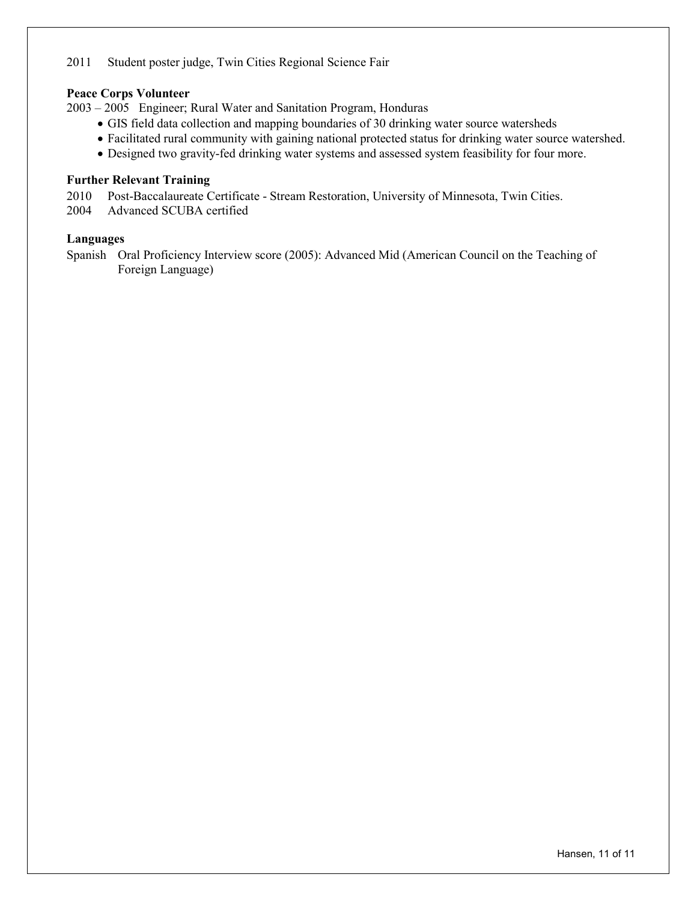2011 Student poster judge, Twin Cities Regional Science Fair

**Peace Corps Volunteer**

2003 – 2005 Engineer; Rural Water and Sanitation Program, Honduras

- GIS field data collection and mapping boundaries of 30 drinking water source watersheds
- Facilitated rural community with gaining national protected status for drinking water source watershed.
- Designed two gravity-fed drinking water systems and assessed system feasibility for four more.

**Further Relevant Training**

2010 Post-Baccalaureate Certificate - Stream Restoration, University of Minnesota, Twin Cities.

2004 Advanced SCUBA certified

**Languages**

Spanish Oral Proficiency Interview score (2005): Advanced Mid (American Council on the Teaching of Foreign Language)